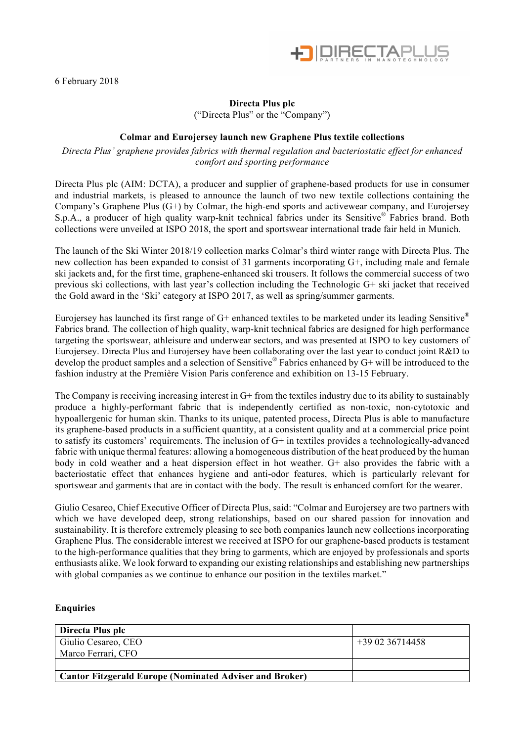6 February 2018

**Directa Plus plc**

("Directa Plus" or the "Company")

**Colmar and Eurojersey launch new Graphene Plus textile collections**

*Directa Plus' graphene provides fabrics with thermal regulation and bacteriostatic effect for enhanced comfort and sporting performance*

Directa Plus plc (AIM: DCTA), a producer and supplier of graphene-based products for use in consumer and industrial markets, is pleased to announce the launch of two new textile collections containing the Company's Graphene Plus (G+) by Colmar, the high-end sports and activewear company, and Eurojersey S.p.A., a producer of high quality warp-knit technical fabrics under its Sensitive® Fabrics brand. Both collections were unveiled at ISPO 2018, the sport and sportswear international trade fair held in Munich.

The launch of the Ski Winter 2018/19 collection marks Colmar's third winter range with Directa Plus. The new collection has been expanded to consist of 31 garments incorporating G+, including male and female ski jackets and, for the first time, graphene-enhanced ski trousers. It follows the commercial success of two previous ski collections, with last year's collection including the Technologic G+ ski jacket that received the Gold award in the 'Ski' category at ISPO 2017, as well as spring/summer garments.

Eurojersey has launched its first range of G+ enhanced textiles to be marketed under its leading Sensitive® Fabrics brand. The collection of high quality, warp-knit technical fabrics are designed for high performance targeting the sportswear, athleisure and underwear sectors, and was presented at ISPO to key customers of Eurojersey. Directa Plus and Eurojersey have been collaborating over the last year to conduct joint R&D to develop the product samples and a selection of Sensitive® Fabrics enhanced by G+ will be introduced to the fashion industry at the Première Vision Paris conference and exhibition on 13-15 February.

The Company is receiving increasing interest in G+ from the textiles industry due to its ability to sustainably produce a highly-performant fabric that is independently certified as non-toxic, non-cytotoxic and hypoallergenic for human skin. Thanks to its unique, patented process, Directa Plus is able to manufacture its graphene-based products in a sufficient quantity, at a consistent quality and at a commercial price point to satisfy its customers' requirements. The inclusion of G+ in textiles provides a technologically-advanced fabric with unique thermal features: allowing a homogeneous distribution of the heat produced by the human body in cold weather and a heat dispersion effect in hot weather. G+ also provides the fabric with a bacteriostatic effect that enhances hygiene and anti-odor features, which is particularly relevant for sportswear and garments that are in contact with the body. The result is enhanced comfort for the wearer.

Giulio Cesareo, Chief Executive Officer of Directa Plus, said: "Colmar and Eurojersey are two partners with which we have developed deep, strong relationships, based on our shared passion for innovation and sustainability. It is therefore extremely pleasing to see both companies launch new collections incorporating Graphene Plus. The considerable interest we received at ISPO for our graphene-based products is testament to the high-performance qualities that they bring to garments, which are enjoyed by professionals and sports enthusiasts alike. We look forward to expanding our existing relationships and establishing new partnerships with global companies as we continue to enhance our position in the textiles market."

**Enquiries**

| **Directa Plus plc** | |
|---|---|
| Giulio Cesareo, CEO<br>Marco Ferrari, CFO | +39 02 36714458 |
| | |
| **Cantor Fitzgerald Europe (Nominated Adviser and Broker)** | |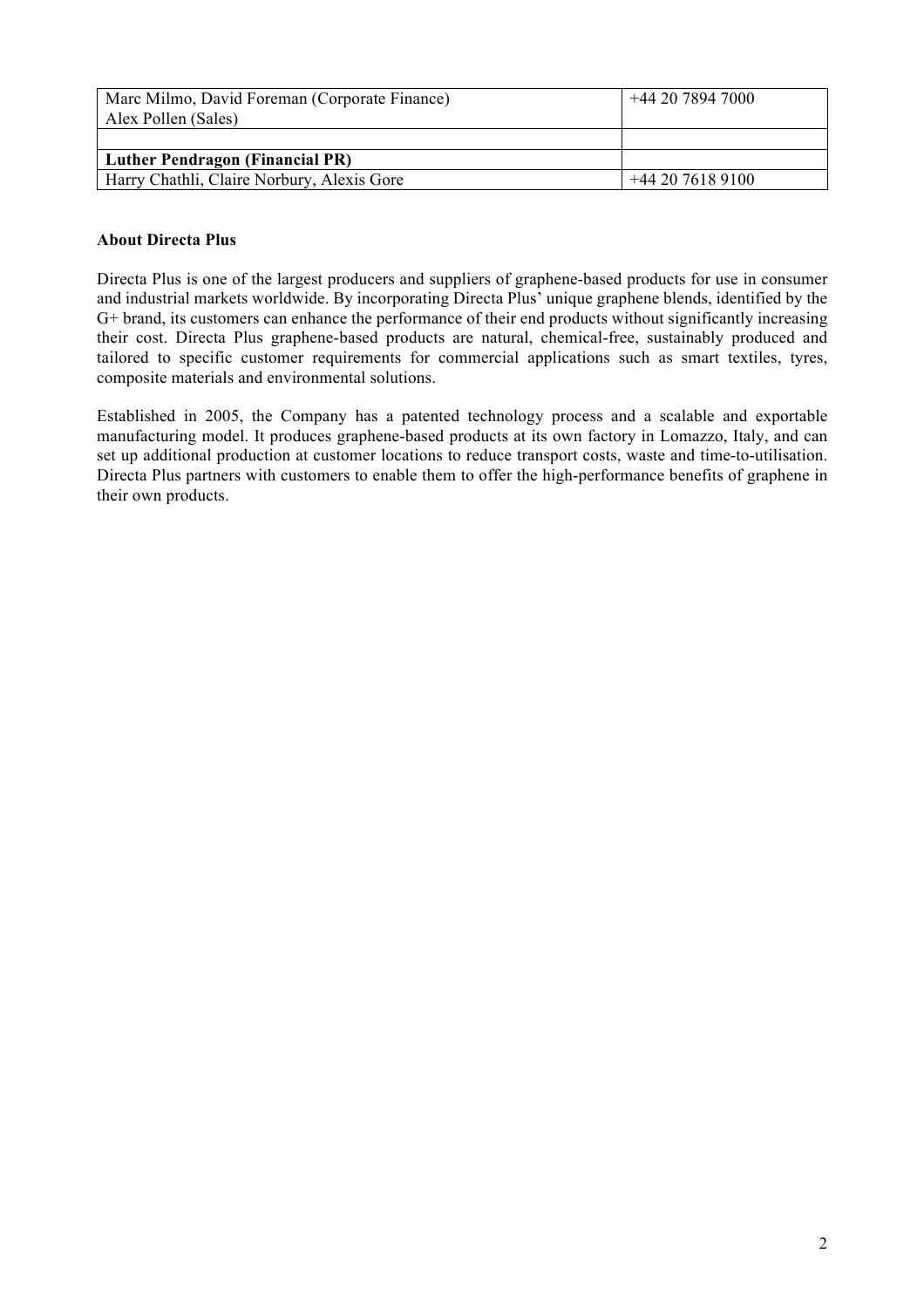| | |
|---|---|
| Marc Milmo, David Foreman (Corporate Finance)<br>Alex Pollen (Sales) | +44 20 7894 7000 |
| | |
| **Luther Pendragon (Financial PR)** | |
| Harry Chathli, Claire Norbury, Alexis Gore | +44 20 7618 9100 |

**About Directa Plus**

Directa Plus is one of the largest producers and suppliers of graphene-based products for use in consumer and industrial markets worldwide. By incorporating Directa Plus' unique graphene blends, identified by the G+ brand, its customers can enhance the performance of their end products without significantly increasing their cost. Directa Plus graphene-based products are natural, chemical-free, sustainably produced and tailored to specific customer requirements for commercial applications such as smart textiles, tyres, composite materials and environmental solutions.

Established in 2005, the Company has a patented technology process and a scalable and exportable manufacturing model. It produces graphene-based products at its own factory in Lomazzo, Italy, and can set up additional production at customer locations to reduce transport costs, waste and time-to-utilisation. Directa Plus partners with customers to enable them to offer the high-performance benefits of graphene in their own products.